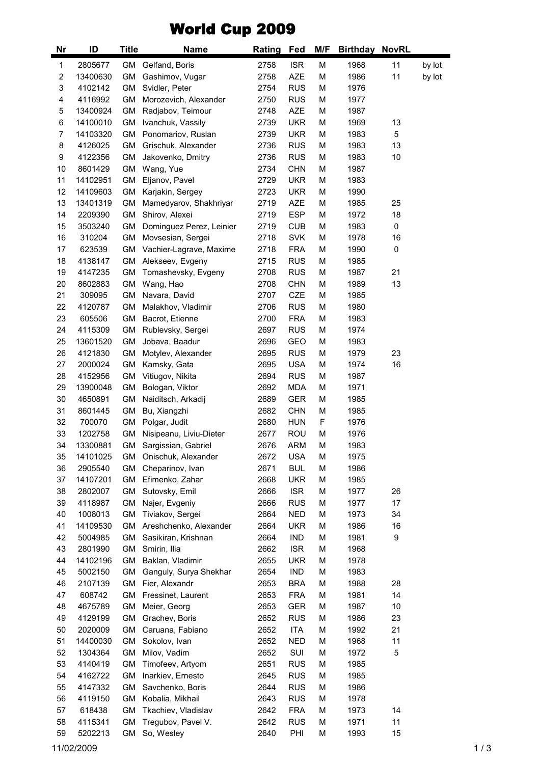# World Cup 2009

| Nr | ID | Title | Name | Rating | Fed | M/F | Birthday | NovRL | |
|---|---|---|---|---|---|---|---|---|---|
| 1 | 2805677 | GM | Gelfand, Boris | 2758 | ISR | M | 1968 | 11 | by lot |
| 2 | 13400630 | GM | Gashimov, Vugar | 2758 | AZE | M | 1986 | 11 | by lot |
| 3 | 4102142 | GM | Svidler, Peter | 2754 | RUS | M | 1976 | | |
| 4 | 4116992 | GM | Morozevich, Alexander | 2750 | RUS | M | 1977 | | |
| 5 | 13400924 | GM | Radjabov, Teimour | 2748 | AZE | M | 1987 | | |
| 6 | 14100010 | GM | Ivanchuk, Vassily | 2739 | UKR | M | 1969 | 13 | |
| 7 | 14103320 | GM | Ponomariov, Ruslan | 2739 | UKR | M | 1983 | 5 | |
| 8 | 4126025 | GM | Grischuk, Alexander | 2736 | RUS | M | 1983 | 13 | |
| 9 | 4122356 | GM | Jakovenko, Dmitry | 2736 | RUS | M | 1983 | 10 | |
| 10 | 8601429 | GM | Wang, Yue | 2734 | CHN | M | 1987 | | |
| 11 | 14102951 | GM | Eljanov, Pavel | 2729 | UKR | M | 1983 | | |
| 12 | 14109603 | GM | Karjakin, Sergey | 2723 | UKR | M | 1990 | | |
| 13 | 13401319 | GM | Mamedyarov, Shakhriyar | 2719 | AZE | M | 1985 | 25 | |
| 14 | 2209390 | GM | Shirov, Alexei | 2719 | ESP | M | 1972 | 18 | |
| 15 | 3503240 | GM | Dominguez Perez, Leinier | 2719 | CUB | M | 1983 | 0 | |
| 16 | 310204 | GM | Movsesian, Sergei | 2718 | SVK | M | 1978 | 16 | |
| 17 | 623539 | GM | Vachier-Lagrave, Maxime | 2718 | FRA | M | 1990 | 0 | |
| 18 | 4138147 | GM | Alekseev, Evgeny | 2715 | RUS | M | 1985 | | |
| 19 | 4147235 | GM | Tomashevsky, Evgeny | 2708 | RUS | M | 1987 | 21 | |
| 20 | 8602883 | GM | Wang, Hao | 2708 | CHN | M | 1989 | 13 | |
| 21 | 309095 | GM | Navara, David | 2707 | CZE | M | 1985 | | |
| 22 | 4120787 | GM | Malakhov, Vladimir | 2706 | RUS | M | 1980 | | |
| 23 | 605506 | GM | Bacrot, Etienne | 2700 | FRA | M | 1983 | | |
| 24 | 4115309 | GM | Rublevsky, Sergei | 2697 | RUS | M | 1974 | | |
| 25 | 13601520 | GM | Jobava, Baadur | 2696 | GEO | M | 1983 | | |
| 26 | 4121830 | GM | Motylev, Alexander | 2695 | RUS | M | 1979 | 23 | |
| 27 | 2000024 | GM | Kamsky, Gata | 2695 | USA | M | 1974 | 16 | |
| 28 | 4152956 | GM | Vitiugov, Nikita | 2694 | RUS | M | 1987 | | |
| 29 | 13900048 | GM | Bologan, Viktor | 2692 | MDA | M | 1971 | | |
| 30 | 4650891 | GM | Naiditsch, Arkadij | 2689 | GER | M | 1985 | | |
| 31 | 8601445 | GM | Bu, Xiangzhi | 2682 | CHN | M | 1985 | | |
| 32 | 700070 | GM | Polgar, Judit | 2680 | HUN | F | 1976 | | |
| 33 | 1202758 | GM | Nisipeanu, Liviu-Dieter | 2677 | ROU | M | 1976 | | |
| 34 | 13300881 | GM | Sargissian, Gabriel | 2676 | ARM | M | 1983 | | |
| 35 | 14101025 | GM | Onischuk, Alexander | 2672 | USA | M | 1975 | | |
| 36 | 2905540 | GM | Cheparinov, Ivan | 2671 | BUL | M | 1986 | | |
| 37 | 14107201 | GM | Efimenko, Zahar | 2668 | UKR | M | 1985 | | |
| 38 | 2802007 | GM | Sutovsky, Emil | 2666 | ISR | M | 1977 | 26 | |
| 39 | 4118987 | GM | Najer, Evgeniy | 2666 | RUS | M | 1977 | 17 | |
| 40 | 1008013 | GM | Tiviakov, Sergei | 2664 | NED | M | 1973 | 34 | |
| 41 | 14109530 | GM | Areshchenko, Alexander | 2664 | UKR | M | 1986 | 16 | |
| 42 | 5004985 | GM | Sasikiran, Krishnan | 2664 | IND | M | 1981 | 9 | |
| 43 | 2801990 | GM | Smirin, Ilia | 2662 | ISR | M | 1968 | | |
| 44 | 14102196 | GM | Baklan, Vladimir | 2655 | UKR | M | 1978 | | |
| 45 | 5002150 | GM | Ganguly, Surya Shekhar | 2654 | IND | M | 1983 | | |
| 46 | 2107139 | GM | Fier, Alexandr | 2653 | BRA | M | 1988 | 28 | |
| 47 | 608742 | GM | Fressinet, Laurent | 2653 | FRA | M | 1981 | 14 | |
| 48 | 4675789 | GM | Meier, Georg | 2653 | GER | M | 1987 | 10 | |
| 49 | 4129199 | GM | Grachev, Boris | 2652 | RUS | M | 1986 | 23 | |
| 50 | 2020009 | GM | Caruana, Fabiano | 2652 | ITA | M | 1992 | 21 | |
| 51 | 14400030 | GM | Sokolov, Ivan | 2652 | NED | M | 1968 | 11 | |
| 52 | 1304364 | GM | Milov, Vadim | 2652 | SUI | M | 1972 | 5 | |
| 53 | 4140419 | GM | Timofeev, Artyom | 2651 | RUS | M | 1985 | | |
| 54 | 4162722 | GM | Inarkiev, Ernesto | 2645 | RUS | M | 1985 | | |
| 55 | 4147332 | GM | Savchenko, Boris | 2644 | RUS | M | 1986 | | |
| 56 | 4119150 | GM | Kobalia, Mikhail | 2643 | RUS | M | 1978 | | |
| 57 | 618438 | GM | Tkachiev, Vladislav | 2642 | FRA | M | 1973 | 14 | |
| 58 | 4115341 | GM | Tregubov, Pavel V. | 2642 | RUS | M | 1971 | 11 | |
| 59 | 5202213 | GM | So, Wesley | 2640 | PHI | M | 1993 | 15 | |

11/02/2009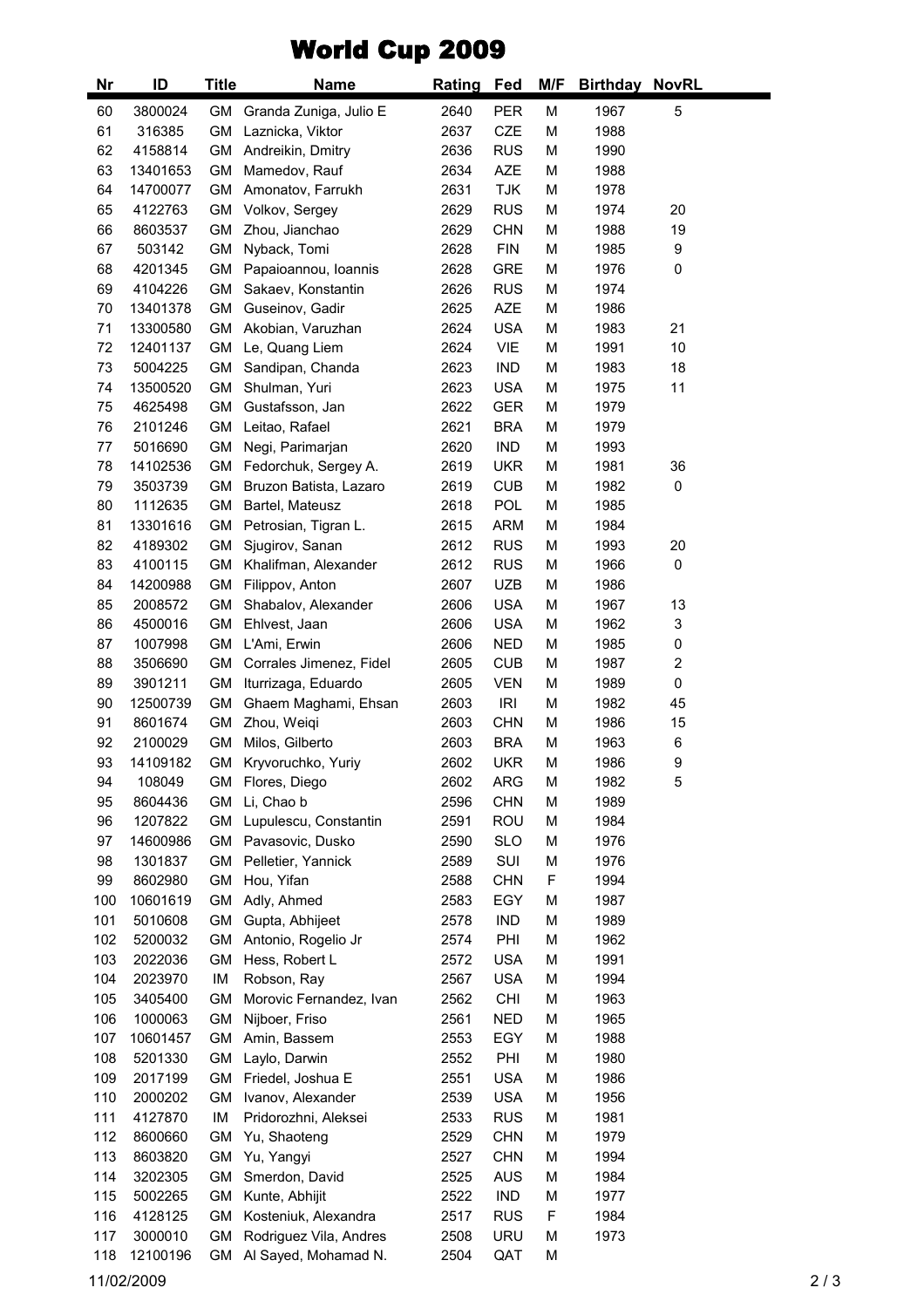# World Cup 2009

| Nr | ID | Title | Name | Rating | Fed | M/F | Birthday | NovRL |
|---|---|---|---|---|---|---|---|---|
| 60 | 3800024 | GM | Granda Zuniga, Julio E | 2640 | PER | M | 1967 | 5 |
| 61 | 316385 | GM | Laznicka, Viktor | 2637 | CZE | M | 1988 | |
| 62 | 4158814 | GM | Andreikin, Dmitry | 2636 | RUS | M | 1990 | |
| 63 | 13401653 | GM | Mamedov, Rauf | 2634 | AZE | M | 1988 | |
| 64 | 14700077 | GM | Amonatov, Farrukh | 2631 | TJK | M | 1978 | |
| 65 | 4122763 | GM | Volkov, Sergey | 2629 | RUS | M | 1974 | 20 |
| 66 | 8603537 | GM | Zhou, Jianchao | 2629 | CHN | M | 1988 | 19 |
| 67 | 503142 | GM | Nyback, Tomi | 2628 | FIN | M | 1985 | 9 |
| 68 | 4201345 | GM | Papaioannou, Ioannis | 2628 | GRE | M | 1976 | 0 |
| 69 | 4104226 | GM | Sakaev, Konstantin | 2626 | RUS | M | 1974 | |
| 70 | 13401378 | GM | Guseinov, Gadir | 2625 | AZE | M | 1986 | |
| 71 | 13300580 | GM | Akobian, Varuzhan | 2624 | USA | M | 1983 | 21 |
| 72 | 12401137 | GM | Le, Quang Liem | 2624 | VIE | M | 1991 | 10 |
| 73 | 5004225 | GM | Sandipan, Chanda | 2623 | IND | M | 1983 | 18 |
| 74 | 13500520 | GM | Shulman, Yuri | 2623 | USA | M | 1975 | 11 |
| 75 | 4625498 | GM | Gustafsson, Jan | 2622 | GER | M | 1979 | |
| 76 | 2101246 | GM | Leitao, Rafael | 2621 | BRA | M | 1979 | |
| 77 | 5016690 | GM | Negi, Parimarjan | 2620 | IND | M | 1993 | |
| 78 | 14102536 | GM | Fedorchuk, Sergey A. | 2619 | UKR | M | 1981 | 36 |
| 79 | 3503739 | GM | Bruzon Batista, Lazaro | 2619 | CUB | M | 1982 | 0 |
| 80 | 1112635 | GM | Bartel, Mateusz | 2618 | POL | M | 1985 | |
| 81 | 13301616 | GM | Petrosian, Tigran L. | 2615 | ARM | M | 1984 | |
| 82 | 4189302 | GM | Sjugirov, Sanan | 2612 | RUS | M | 1993 | 20 |
| 83 | 4100115 | GM | Khalifman, Alexander | 2612 | RUS | M | 1966 | 0 |
| 84 | 14200988 | GM | Filippov, Anton | 2607 | UZB | M | 1986 | |
| 85 | 2008572 | GM | Shabalov, Alexander | 2606 | USA | M | 1967 | 13 |
| 86 | 4500016 | GM | Ehlvest, Jaan | 2606 | USA | M | 1962 | 3 |
| 87 | 1007998 | GM | L'Ami, Erwin | 2606 | NED | M | 1985 | 0 |
| 88 | 3506690 | GM | Corrales Jimenez, Fidel | 2605 | CUB | M | 1987 | 2 |
| 89 | 3901211 | GM | Iturrizaga, Eduardo | 2605 | VEN | M | 1989 | 0 |
| 90 | 12500739 | GM | Ghaem Maghami, Ehsan | 2603 | IRI | M | 1982 | 45 |
| 91 | 8601674 | GM | Zhou, Weiqi | 2603 | CHN | M | 1986 | 15 |
| 92 | 2100029 | GM | Milos, Gilberto | 2603 | BRA | M | 1963 | 6 |
| 93 | 14109182 | GM | Kryvoruchko, Yuriy | 2602 | UKR | M | 1986 | 9 |
| 94 | 108049 | GM | Flores, Diego | 2602 | ARG | M | 1982 | 5 |
| 95 | 8604436 | GM | Li, Chao b | 2596 | CHN | M | 1989 | |
| 96 | 1207822 | GM | Lupulescu, Constantin | 2591 | ROU | M | 1984 | |
| 97 | 14600986 | GM | Pavasovic, Dusko | 2590 | SLO | M | 1976 | |
| 98 | 1301837 | GM | Pelletier, Yannick | 2589 | SUI | M | 1976 | |
| 99 | 8602980 | GM | Hou, Yifan | 2588 | CHN | F | 1994 | |
| 100 | 10601619 | GM | Adly, Ahmed | 2583 | EGY | M | 1987 | |
| 101 | 5010608 | GM | Gupta, Abhijeet | 2578 | IND | M | 1989 | |
| 102 | 5200032 | GM | Antonio, Rogelio Jr | 2574 | PHI | M | 1962 | |
| 103 | 2022036 | GM | Hess, Robert L | 2572 | USA | M | 1991 | |
| 104 | 2023970 | IM | Robson, Ray | 2567 | USA | M | 1994 | |
| 105 | 3405400 | GM | Morovic Fernandez, Ivan | 2562 | CHI | M | 1963 | |
| 106 | 1000063 | GM | Nijboer, Friso | 2561 | NED | M | 1965 | |
| 107 | 10601457 | GM | Amin, Bassem | 2553 | EGY | M | 1988 | |
| 108 | 5201330 | GM | Laylo, Darwin | 2552 | PHI | M | 1980 | |
| 109 | 2017199 | GM | Friedel, Joshua E | 2551 | USA | M | 1986 | |
| 110 | 2000202 | GM | Ivanov, Alexander | 2539 | USA | M | 1956 | |
| 111 | 4127870 | IM | Pridorozhni, Aleksei | 2533 | RUS | M | 1981 | |
| 112 | 8600660 | GM | Yu, Shaoteng | 2529 | CHN | M | 1979 | |
| 113 | 8603820 | GM | Yu, Yangyi | 2527 | CHN | M | 1994 | |
| 114 | 3202305 | GM | Smerdon, David | 2525 | AUS | M | 1984 | |
| 115 | 5002265 | GM | Kunte, Abhijit | 2522 | IND | M | 1977 | |
| 116 | 4128125 | GM | Kosteniuk, Alexandra | 2517 | RUS | F | 1984 | |
| 117 | 3000010 | GM | Rodriguez Vila, Andres | 2508 | URU | M | 1973 | |
| 118 | 12100196 | GM | Al Sayed, Mohamad N. | 2504 | QAT | M | | |

11/02/2009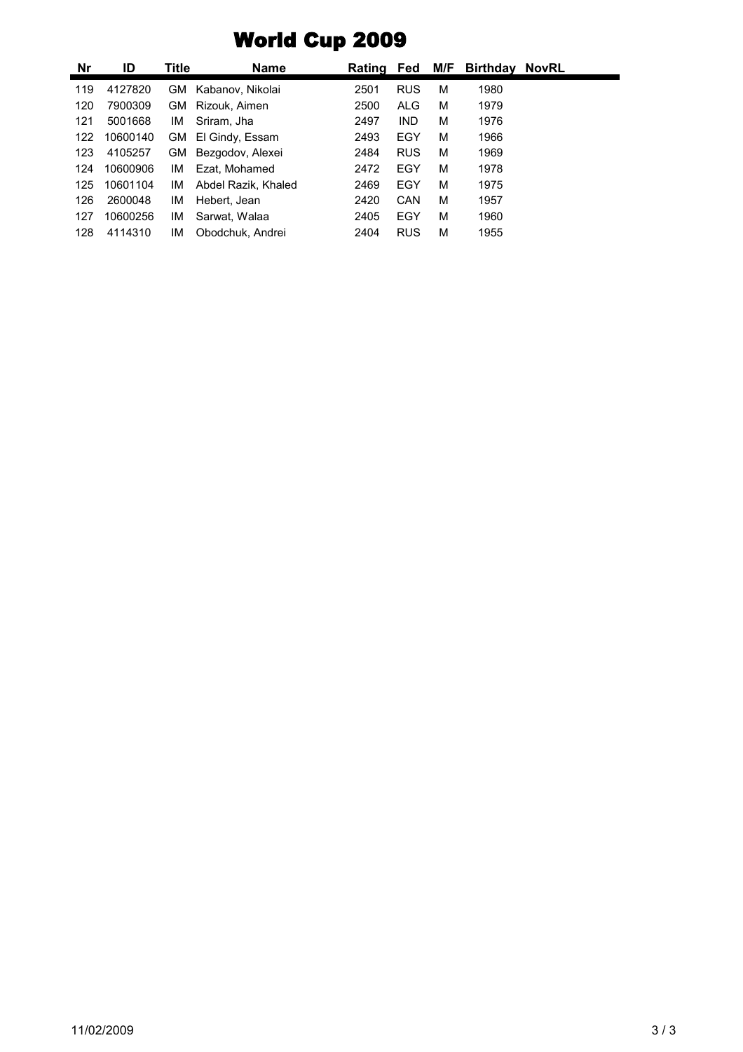# World Cup 2009

| Nr | ID | Title | Name | Rating | Fed | M/F | Birthday | NovRL |
|---|---|---|---|---|---|---|---|---|
| 119 | 4127820 | GM | Kabanov, Nikolai | 2501 | RUS | M | 1980 | |
| 120 | 7900309 | GM | Rizouk, Aimen | 2500 | ALG | M | 1979 | |
| 121 | 5001668 | IM | Sriram, Jha | 2497 | IND | M | 1976 | |
| 122 | 10600140 | GM | El Gindy, Essam | 2493 | EGY | M | 1966 | |
| 123 | 4105257 | GM | Bezgodov, Alexei | 2484 | RUS | M | 1969 | |
| 124 | 10600906 | IM | Ezat, Mohamed | 2472 | EGY | M | 1978 | |
| 125 | 10601104 | IM | Abdel Razik, Khaled | 2469 | EGY | M | 1975 | |
| 126 | 2600048 | IM | Hebert, Jean | 2420 | CAN | M | 1957 | |
| 127 | 10600256 | IM | Sarwat, Walaa | 2405 | EGY | M | 1960 | |
| 128 | 4114310 | IM | Obodchuk, Andrei | 2404 | RUS | M | 1955 | |

11/02/2009